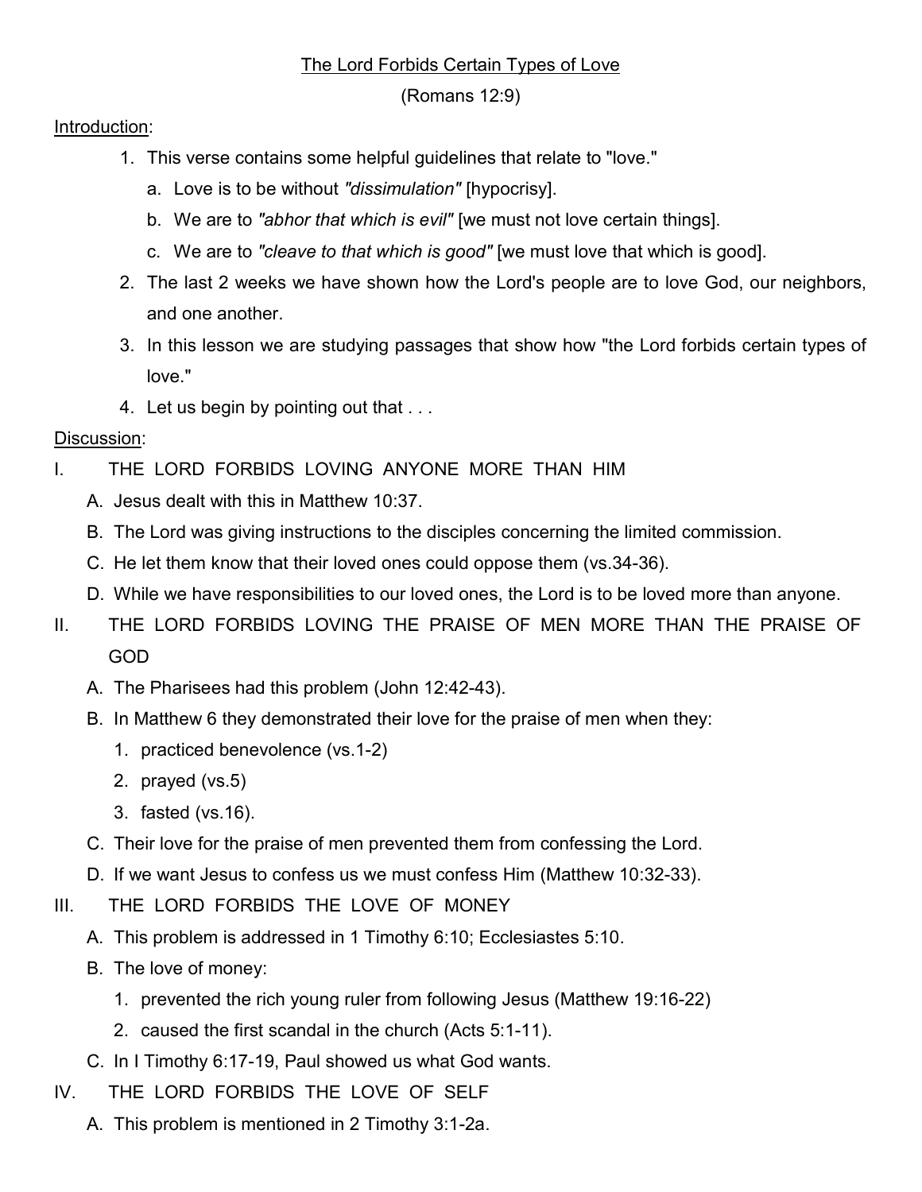# The Lord Forbids Certain Types of Love

(Romans 12:9)

## Introduction:

1. This verse contains some helpful guidelines that relate to "love."
   a. Love is to be without *"dissimulation"* [hypocrisy].
   b. We are to *"abhor that which is evil"* [we must not love certain things].
   c. We are to *"cleave to that which is good"* [we must love that which is good].
2. The last 2 weeks we have shown how the Lord's people are to love God, our neighbors, and one another.
3. In this lesson we are studying passages that show how "the Lord forbids certain types of love."
4. Let us begin by pointing out that . . .

## Discussion:

I. THE LORD FORBIDS LOVING ANYONE MORE THAN HIM
   A. Jesus dealt with this in Matthew 10:37.
   B. The Lord was giving instructions to the disciples concerning the limited commission.
   C. He let them know that their loved ones could oppose them (vs.34-36).
   D. While we have responsibilities to our loved ones, the Lord is to be loved more than anyone.

II. THE LORD FORBIDS LOVING THE PRAISE OF MEN MORE THAN THE PRAISE OF GOD
   A. The Pharisees had this problem (John 12:42-43).
   B. In Matthew 6 they demonstrated their love for the praise of men when they:
      1. practiced benevolence (vs.1-2)
      2. prayed (vs.5)
      3. fasted (vs.16).
   C. Their love for the praise of men prevented them from confessing the Lord.
   D. If we want Jesus to confess us we must confess Him (Matthew 10:32-33).

III. THE LORD FORBIDS THE LOVE OF MONEY
   A. This problem is addressed in 1 Timothy 6:10; Ecclesiastes 5:10.
   B. The love of money:
      1. prevented the rich young ruler from following Jesus (Matthew 19:16-22)
      2. caused the first scandal in the church (Acts 5:1-11).
   C. In I Timothy 6:17-19, Paul showed us what God wants.

IV. THE LORD FORBIDS THE LOVE OF SELF
   A. This problem is mentioned in 2 Timothy 3:1-2a.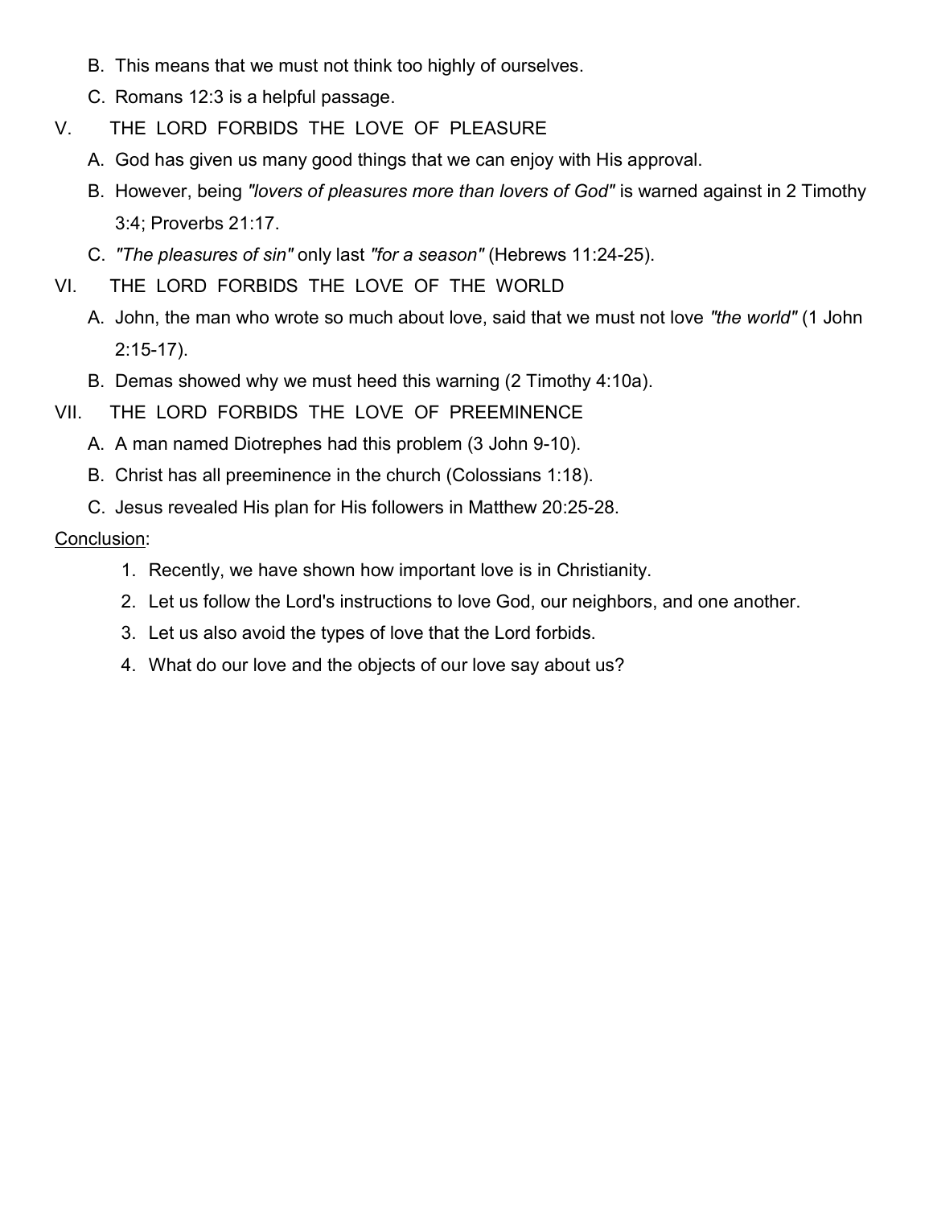B. This means that we must not think too highly of ourselves.

C. Romans 12:3 is a helpful passage.

V. THE LORD FORBIDS THE LOVE OF PLEASURE

A. God has given us many good things that we can enjoy with His approval.

B. However, being *"lovers of pleasures more than lovers of God"* is warned against in 2 Timothy 3:4; Proverbs 21:17.

C. *"The pleasures of sin"* only last *"for a season"* (Hebrews 11:24-25).

VI. THE LORD FORBIDS THE LOVE OF THE WORLD

A. John, the man who wrote so much about love, said that we must not love *"the world"* (1 John 2:15-17).

B. Demas showed why we must heed this warning (2 Timothy 4:10a).

VII. THE LORD FORBIDS THE LOVE OF PREEMINENCE

A. A man named Diotrephes had this problem (3 John 9-10).

B. Christ has all preeminence in the church (Colossians 1:18).

C. Jesus revealed His plan for His followers in Matthew 20:25-28.

<u>Conclusion</u>:

1. Recently, we have shown how important love is in Christianity.
2. Let us follow the Lord's instructions to love God, our neighbors, and one another.
3. Let us also avoid the types of love that the Lord forbids.
4. What do our love and the objects of our love say about us?